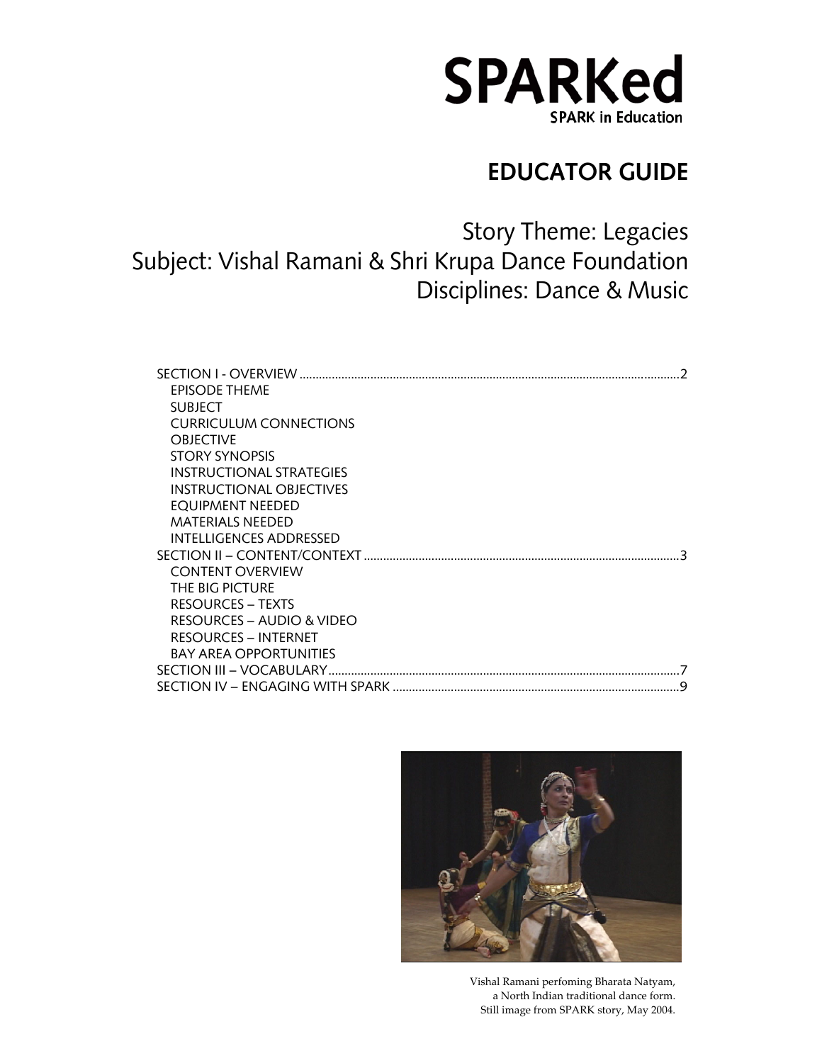# SPARKed

SPARK in Education

## EDUCATOR GUIDE

Story Theme: Legacies
Subject: Vishal Ramani & Shri Krupa Dance Foundation
Disciplines: Dance & Music

SECTION I - OVERVIEW ..................................................................... 2
- EPISODE THEME
- SUBJECT
- CURRICULUM CONNECTIONS
- OBJECTIVE
- STORY SYNOPSIS
- INSTRUCTIONAL STRATEGIES
- INSTRUCTIONAL OBJECTIVES
- EQUIPMENT NEEDED
- MATERIALS NEEDED
- INTELLIGENCES ADDRESSED

SECTION II – CONTENT/CONTEXT ..................................................................... 3
- CONTENT OVERVIEW
- THE BIG PICTURE
- RESOURCES – TEXTS
- RESOURCES – AUDIO & VIDEO
- RESOURCES – INTERNET
- BAY AREA OPPORTUNITIES

SECTION III – VOCABULARY ..................................................................... 7

SECTION IV – ENGAGING WITH SPARK ..................................................................... 9

Vishal Ramani perfoming Bharata Natyam,
a North Indian traditional dance form.
Still image from SPARK story, May 2004.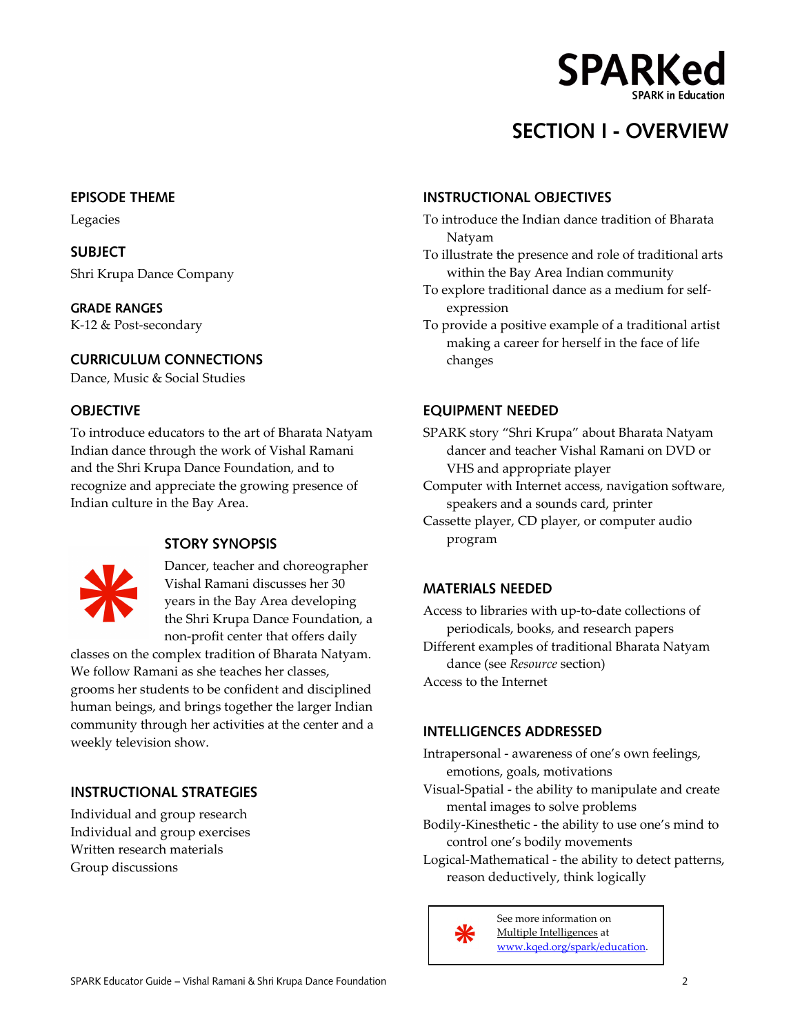SPARKed
SPARK in Education

# SECTION I - OVERVIEW

## EPISODE THEME

Legacies

## SUBJECT

Shri Krupa Dance Company

## GRADE RANGES

K-12 & Post-secondary

## CURRICULUM CONNECTIONS

Dance, Music & Social Studies

## OBJECTIVE

To introduce educators to the art of Bharata Natyam Indian dance through the work of Vishal Ramani and the Shri Krupa Dance Foundation, and to recognize and appreciate the growing presence of Indian culture in the Bay Area.

## STORY SYNOPSIS

Dancer, teacher and choreographer Vishal Ramani discusses her 30 years in the Bay Area developing the Shri Krupa Dance Foundation, a non-profit center that offers daily classes on the complex tradition of Bharata Natyam. We follow Ramani as she teaches her classes, grooms her students to be confident and disciplined human beings, and brings together the larger Indian community through her activities at the center and a weekly television show.

## INSTRUCTIONAL STRATEGIES

Individual and group research
Individual and group exercises
Written research materials
Group discussions

## INSTRUCTIONAL OBJECTIVES

To introduce the Indian dance tradition of Bharata Natyam
To illustrate the presence and role of traditional arts within the Bay Area Indian community
To explore traditional dance as a medium for self-expression
To provide a positive example of a traditional artist making a career for herself in the face of life changes

## EQUIPMENT NEEDED

SPARK story "Shri Krupa" about Bharata Natyam dancer and teacher Vishal Ramani on DVD or VHS and appropriate player
Computer with Internet access, navigation software, speakers and a sounds card, printer
Cassette player, CD player, or computer audio program

## MATERIALS NEEDED

Access to libraries with up-to-date collections of periodicals, books, and research papers
Different examples of traditional Bharata Natyam dance (see *Resource* section)
Access to the Internet

## INTELLIGENCES ADDRESSED

Intrapersonal - awareness of one's own feelings, emotions, goals, motivations
Visual-Spatial - the ability to manipulate and create mental images to solve problems
Bodily-Kinesthetic - the ability to use one's mind to control one's bodily movements
Logical-Mathematical - the ability to detect patterns, reason deductively, think logically

See more information on Multiple Intelligences at www.kqed.org/spark/education.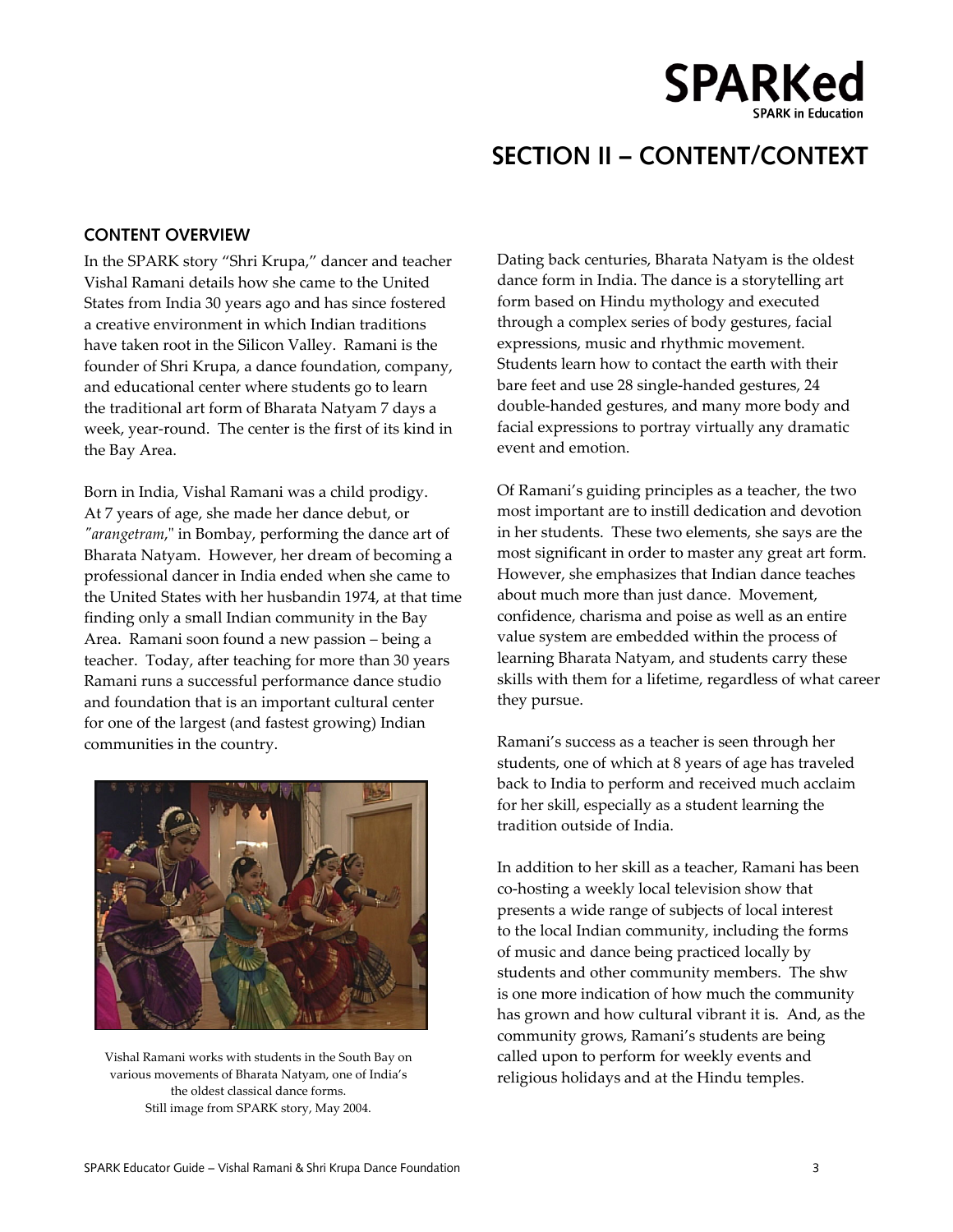# SECTION II – CONTENT/CONTEXT

## CONTENT OVERVIEW

In the SPARK story "Shri Krupa," dancer and teacher Vishal Ramani details how she came to the United States from India 30 years ago and has since fostered a creative environment in which Indian traditions have taken root in the Silicon Valley. Ramani is the founder of Shri Krupa, a dance foundation, company, and educational center where students go to learn the traditional art form of Bharata Natyam 7 days a week, year-round. The center is the first of its kind in the Bay Area.

Born in India, Vishal Ramani was a child prodigy. At 7 years of age, she made her dance debut, or *"arangetram,"* in Bombay, performing the dance art of Bharata Natyam. However, her dream of becoming a professional dancer in India ended when she came to the United States with her husbandin 1974, at that time finding only a small Indian community in the Bay Area. Ramani soon found a new passion – being a teacher. Today, after teaching for more than 30 years Ramani runs a successful performance dance studio and foundation that is an important cultural center for one of the largest (and fastest growing) Indian communities in the country.

Vishal Ramani works with students in the South Bay on various movements of Bharata Natyam, one of India's the oldest classical dance forms.
Still image from SPARK story, May 2004.

Dating back centuries, Bharata Natyam is the oldest dance form in India. The dance is a storytelling art form based on Hindu mythology and executed through a complex series of body gestures, facial expressions, music and rhythmic movement. Students learn how to contact the earth with their bare feet and use 28 single-handed gestures, 24 double-handed gestures, and many more body and facial expressions to portray virtually any dramatic event and emotion.

Of Ramani's guiding principles as a teacher, the two most important are to instill dedication and devotion in her students. These two elements, she says are the most significant in order to master any great art form. However, she emphasizes that Indian dance teaches about much more than just dance. Movement, confidence, charisma and poise as well as an entire value system are embedded within the process of learning Bharata Natyam, and students carry these skills with them for a lifetime, regardless of what career they pursue.

Ramani's success as a teacher is seen through her students, one of which at 8 years of age has traveled back to India to perform and received much acclaim for her skill, especially as a student learning the tradition outside of India.

In addition to her skill as a teacher, Ramani has been co-hosting a weekly local television show that presents a wide range of subjects of local interest to the local Indian community, including the forms of music and dance being practiced locally by students and other community members. The shw is one more indication of how much the community has grown and how cultural vibrant it is. And, as the community grows, Ramani's students are being called upon to perform for weekly events and religious holidays and at the Hindu temples.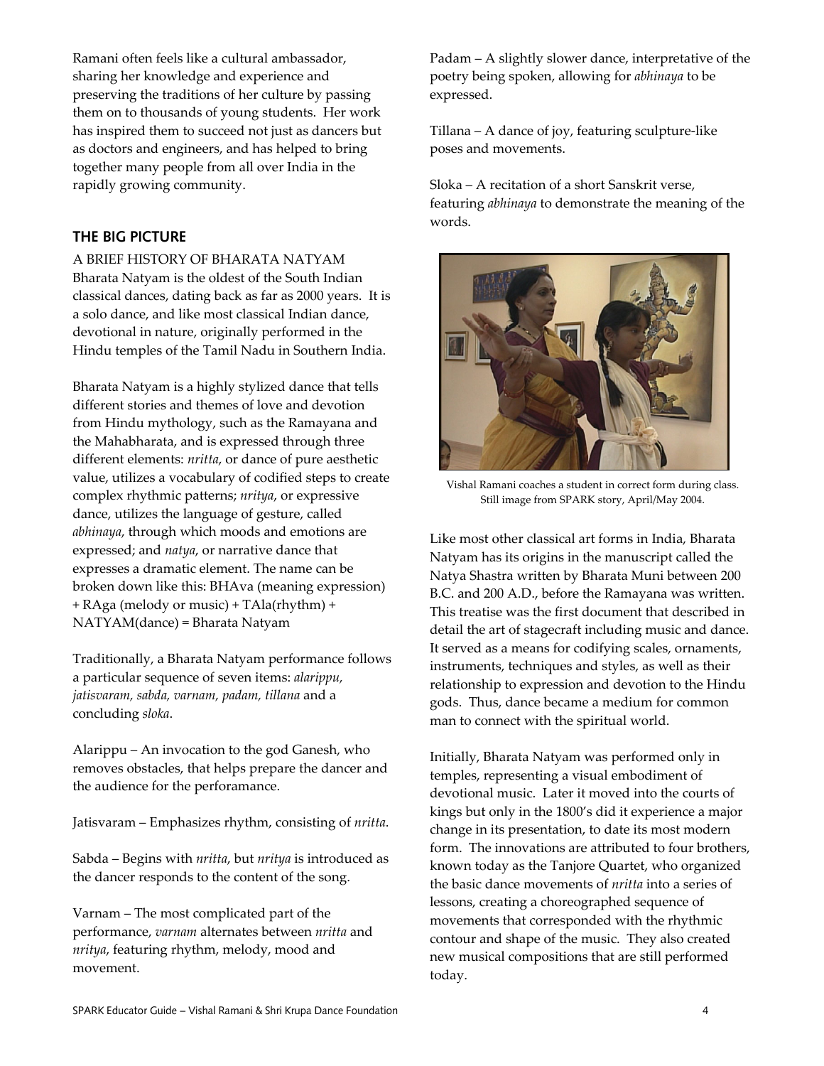Ramani often feels like a cultural ambassador, sharing her knowledge and experience and preserving the traditions of her culture by passing them on to thousands of young students. Her work has inspired them to succeed not just as dancers but as doctors and engineers, and has helped to bring together many people from all over India in the rapidly growing community.

## THE BIG PICTURE

A BRIEF HISTORY OF BHARATA NATYAM

Bharata Natyam is the oldest of the South Indian classical dances, dating back as far as 2000 years. It is a solo dance, and like most classical Indian dance, devotional in nature, originally performed in the Hindu temples of the Tamil Nadu in Southern India.

Bharata Natyam is a highly stylized dance that tells different stories and themes of love and devotion from Hindu mythology, such as the Ramayana and the Mahabharata, and is expressed through three different elements: *nritta*, or dance of pure aesthetic value, utilizes a vocabulary of codified steps to create complex rhythmic patterns; *nritya*, or expressive dance, utilizes the language of gesture, called *abhinaya*, through which moods and emotions are expressed; and *natya*, or narrative dance that expresses a dramatic element. The name can be broken down like this: BHAva (meaning expression) + RAga (melody or music) + TAla(rhythm) + NATYAM(dance) = Bharata Natyam

Traditionally, a Bharata Natyam performance follows a particular sequence of seven items: *alarippu, jatisvaram, sabda, varnam, padam, tillana* and a concluding *sloka*.

Alarippu – An invocation to the god Ganesh, who removes obstacles, that helps prepare the dancer and the audience for the perforamance.

Jatisvaram – Emphasizes rhythm, consisting of *nritta*.

Sabda – Begins with *nritta*, but *nritya* is introduced as the dancer responds to the content of the song.

Varnam – The most complicated part of the performance, *varnam* alternates between *nritta* and *nritya*, featuring rhythm, melody, mood and movement.

Padam – A slightly slower dance, interpretative of the poetry being spoken, allowing for *abhinaya* to be expressed.

Tillana – A dance of joy, featuring sculpture-like poses and movements.

Sloka – A recitation of a short Sanskrit verse, featuring *abhinaya* to demonstrate the meaning of the words.

Vishal Ramani coaches a student in correct form during class. Still image from SPARK story, April/May 2004.

Like most other classical art forms in India, Bharata Natyam has its origins in the manuscript called the Natya Shastra written by Bharata Muni between 200 B.C. and 200 A.D., before the Ramayana was written. This treatise was the first document that described in detail the art of stagecraft including music and dance. It served as a means for codifying scales, ornaments, instruments, techniques and styles, as well as their relationship to expression and devotion to the Hindu gods. Thus, dance became a medium for common man to connect with the spiritual world.

Initially, Bharata Natyam was performed only in temples, representing a visual embodiment of devotional music. Later it moved into the courts of kings but only in the 1800's did it experience a major change in its presentation, to date its most modern form. The innovations are attributed to four brothers, known today as the Tanjore Quartet, who organized the basic dance movements of *nritta* into a series of lessons, creating a choreographed sequence of movements that corresponded with the rhythmic contour and shape of the music. They also created new musical compositions that are still performed today.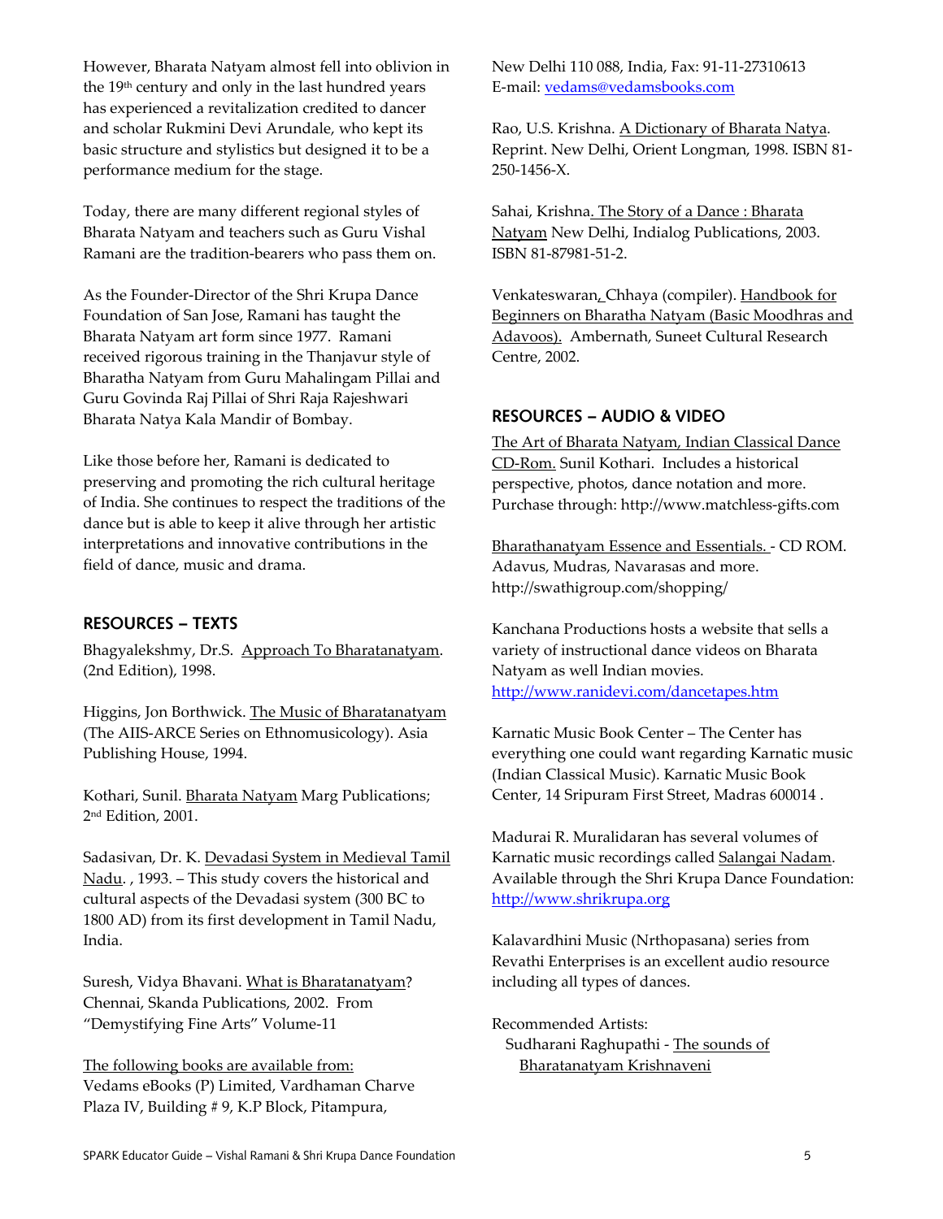However, Bharata Natyam almost fell into oblivion in the 19th century and only in the last hundred years has experienced a revitalization credited to dancer and scholar Rukmini Devi Arundale, who kept its basic structure and stylistics but designed it to be a performance medium for the stage.

Today, there are many different regional styles of Bharata Natyam and teachers such as Guru Vishal Ramani are the tradition-bearers who pass them on.

As the Founder-Director of the Shri Krupa Dance Foundation of San Jose, Ramani has taught the Bharata Natyam art form since 1977. Ramani received rigorous training in the Thanjavur style of Bharatha Natyam from Guru Mahalingam Pillai and Guru Govinda Raj Pillai of Shri Raja Rajeshwari Bharata Natya Kala Mandir of Bombay.

Like those before her, Ramani is dedicated to preserving and promoting the rich cultural heritage of India. She continues to respect the traditions of the dance but is able to keep it alive through her artistic interpretations and innovative contributions in the field of dance, music and drama.

## RESOURCES – TEXTS

Bhagyalekshmy, Dr.S. Approach To Bharatanatyam. (2nd Edition), 1998.

Higgins, Jon Borthwick. The Music of Bharatanatyam (The AIIS-ARCE Series on Ethnomusicology). Asia Publishing House, 1994.

Kothari, Sunil. Bharata Natyam Marg Publications; 2nd Edition, 2001.

Sadasivan, Dr. K. Devadasi System in Medieval Tamil Nadu. , 1993. – This study covers the historical and cultural aspects of the Devadasi system (300 BC to 1800 AD) from its first development in Tamil Nadu, India.

Suresh, Vidya Bhavani. What is Bharatanatyam? Chennai, Skanda Publications, 2002. From "Demystifying Fine Arts" Volume-11

The following books are available from:
Vedams eBooks (P) Limited, Vardhaman Charve Plaza IV, Building # 9, K.P Block, Pitampura, New Delhi 110 088, India, Fax: 91-11-27310613
E-mail: vedams@vedamsbooks.com

Rao, U.S. Krishna. A Dictionary of Bharata Natya. Reprint. New Delhi, Orient Longman, 1998. ISBN 81-250-1456-X.

Sahai, Krishna. The Story of a Dance : Bharata Natyam New Delhi, Indialog Publications, 2003. ISBN 81-87981-51-2.

Venkateswaran, Chhaya (compiler). Handbook for Beginners on Bharatha Natyam (Basic Moodhras and Adavoos). Ambernath, Suneet Cultural Research Centre, 2002.

## RESOURCES – AUDIO & VIDEO

The Art of Bharata Natyam, Indian Classical Dance CD-Rom. Sunil Kothari. Includes a historical perspective, photos, dance notation and more. Purchase through: http://www.matchless-gifts.com

Bharathanatyam Essence and Essentials. - CD ROM. Adavus, Mudras, Navarasas and more. http://swathigroup.com/shopping/

Kanchana Productions hosts a website that sells a variety of instructional dance videos on Bharata Natyam as well Indian movies.
http://www.ranidevi.com/dancetapes.htm

Karnatic Music Book Center – The Center has everything one could want regarding Karnatic music (Indian Classical Music). Karnatic Music Book Center, 14 Sripuram First Street, Madras 600014 .

Madurai R. Muralidaran has several volumes of Karnatic music recordings called Salangai Nadam. Available through the Shri Krupa Dance Foundation: http://www.shrikrupa.org

Kalavardhini Music (Nrthopasana) series from Revathi Enterprises is an excellent audio resource including all types of dances.

Recommended Artists:
Sudharani Raghupathi - The sounds of Bharatanatyam Krishnaveni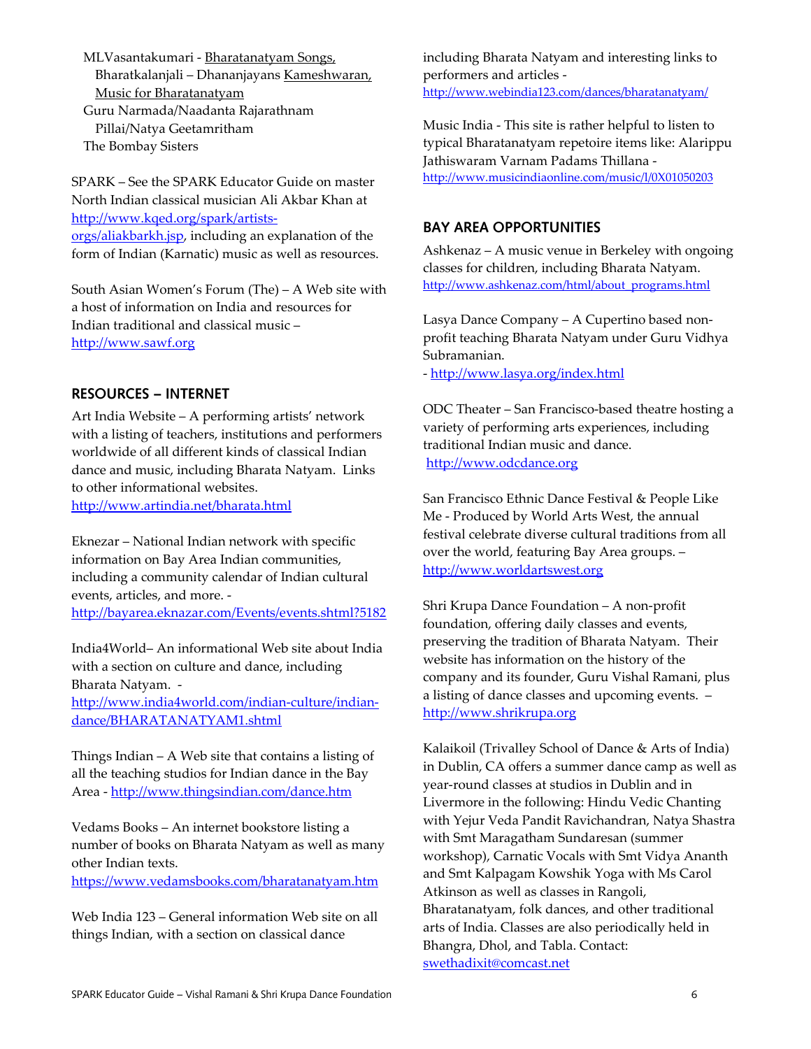MLVasantakumari - Bharatanatyam Songs, Bharatkalanjali – Dhananjayans Kameshwaran, Music for Bharatanatyam

Guru Narmada/Naadanta Rajarathnam Pillai/Natya Geetamritham

The Bombay Sisters

SPARK – See the SPARK Educator Guide on master North Indian classical musician Ali Akbar Khan at http://www.kqed.org/spark/artists-orgs/aliakbarkh.jsp, including an explanation of the form of Indian (Karnatic) music as well as resources.

South Asian Women's Forum (The) – A Web site with a host of information on India and resources for Indian traditional and classical music – http://www.sawf.org

## RESOURCES – INTERNET

Art India Website – A performing artists' network with a listing of teachers, institutions and performers worldwide of all different kinds of classical Indian dance and music, including Bharata Natyam. Links to other informational websites. http://www.artindia.net/bharata.html

Eknezar – National Indian network with specific information on Bay Area Indian communities, including a community calendar of Indian cultural events, articles, and more. - http://bayarea.eknazar.com/Events/events.shtml?5182

India4World– An informational Web site about India with a section on culture and dance, including Bharata Natyam. - http://www.india4world.com/indian-culture/indian-dance/BHARATANATYAM1.shtml

Things Indian – A Web site that contains a listing of all the teaching studios for Indian dance in the Bay Area - http://www.thingsindian.com/dance.htm

Vedams Books – An internet bookstore listing a number of books on Bharata Natyam as well as many other Indian texts. https://www.vedamsbooks.com/bharatanatyam.htm

Web India 123 – General information Web site on all things Indian, with a section on classical dance including Bharata Natyam and interesting links to performers and articles - http://www.webindia123.com/dances/bharatanatyam/

Music India - This site is rather helpful to listen to typical Bharatanatyam repetoire items like: Alarippu Jathiswaram Varnam Padams Thillana - http://www.musicindiaonline.com/music/l/0X01050203

## BAY AREA OPPORTUNITIES

Ashkenaz – A music venue in Berkeley with ongoing classes for children, including Bharata Natyam. http://www.ashkenaz.com/html/about_programs.html

Lasya Dance Company – A Cupertino based non-profit teaching Bharata Natyam under Guru Vidhya Subramanian.
- http://www.lasya.org/index.html

ODC Theater – San Francisco-based theatre hosting a variety of performing arts experiences, including traditional Indian music and dance. http://www.odcdance.org

San Francisco Ethnic Dance Festival & People Like Me - Produced by World Arts West, the annual festival celebrate diverse cultural traditions from all over the world, featuring Bay Area groups. – http://www.worldartswest.org

Shri Krupa Dance Foundation – A non-profit foundation, offering daily classes and events, preserving the tradition of Bharata Natyam. Their website has information on the history of the company and its founder, Guru Vishal Ramani, plus a listing of dance classes and upcoming events. – http://www.shrikrupa.org

Kalaikoil (Trivalley School of Dance & Arts of India) in Dublin, CA offers a summer dance camp as well as year-round classes at studios in Dublin and in Livermore in the following: Hindu Vedic Chanting with Yejur Veda Pandit Ravichandran, Natya Shastra with Smt Maragatham Sundaresan (summer workshop), Carnatic Vocals with Smt Vidya Ananth and Smt Kalpagam Kowshik Yoga with Ms Carol Atkinson as well as classes in Rangoli, Bharatanatyam, folk dances, and other traditional arts of India. Classes are also periodically held in Bhangra, Dhol, and Tabla. Contact: swethadixit@comcast.net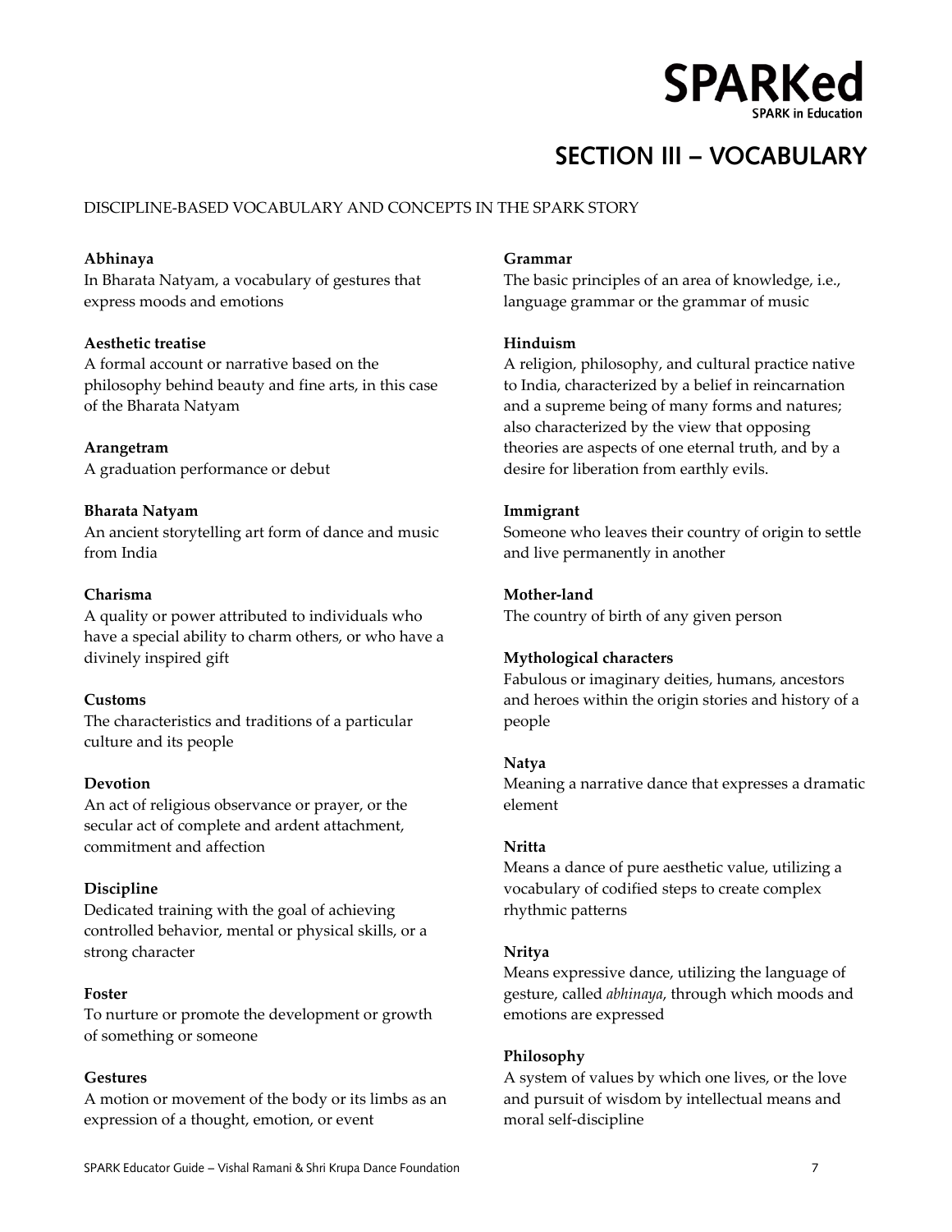# SECTION III – VOCABULARY

DISCIPLINE-BASED VOCABULARY AND CONCEPTS IN THE SPARK STORY

**Abhinaya**
In Bharata Natyam, a vocabulary of gestures that express moods and emotions

**Aesthetic treatise**
A formal account or narrative based on the philosophy behind beauty and fine arts, in this case of the Bharata Natyam

**Arangetram**
A graduation performance or debut

**Bharata Natyam**
An ancient storytelling art form of dance and music from India

**Charisma**
A quality or power attributed to individuals who have a special ability to charm others, or who have a divinely inspired gift

**Customs**
The characteristics and traditions of a particular culture and its people

**Devotion**
An act of religious observance or prayer, or the secular act of complete and ardent attachment, commitment and affection

**Discipline**
Dedicated training with the goal of achieving controlled behavior, mental or physical skills, or a strong character

**Foster**
To nurture or promote the development or growth of something or someone

**Gestures**
A motion or movement of the body or its limbs as an expression of a thought, emotion, or event

**Grammar**
The basic principles of an area of knowledge, i.e., language grammar or the grammar of music

**Hinduism**
A religion, philosophy, and cultural practice native to India, characterized by a belief in reincarnation and a supreme being of many forms and natures; also characterized by the view that opposing theories are aspects of one eternal truth, and by a desire for liberation from earthly evils.

**Immigrant**
Someone who leaves their country of origin to settle and live permanently in another

**Mother-land**
The country of birth of any given person

**Mythological characters**
Fabulous or imaginary deities, humans, ancestors and heroes within the origin stories and history of a people

**Natya**
Meaning a narrative dance that expresses a dramatic element

**Nritta**
Means a dance of pure aesthetic value, utilizing a vocabulary of codified steps to create complex rhythmic patterns

**Nritya**
Means expressive dance, utilizing the language of gesture, called *abhinaya*, through which moods and emotions are expressed

**Philosophy**
A system of values by which one lives, or the love and pursuit of wisdom by intellectual means and moral self-discipline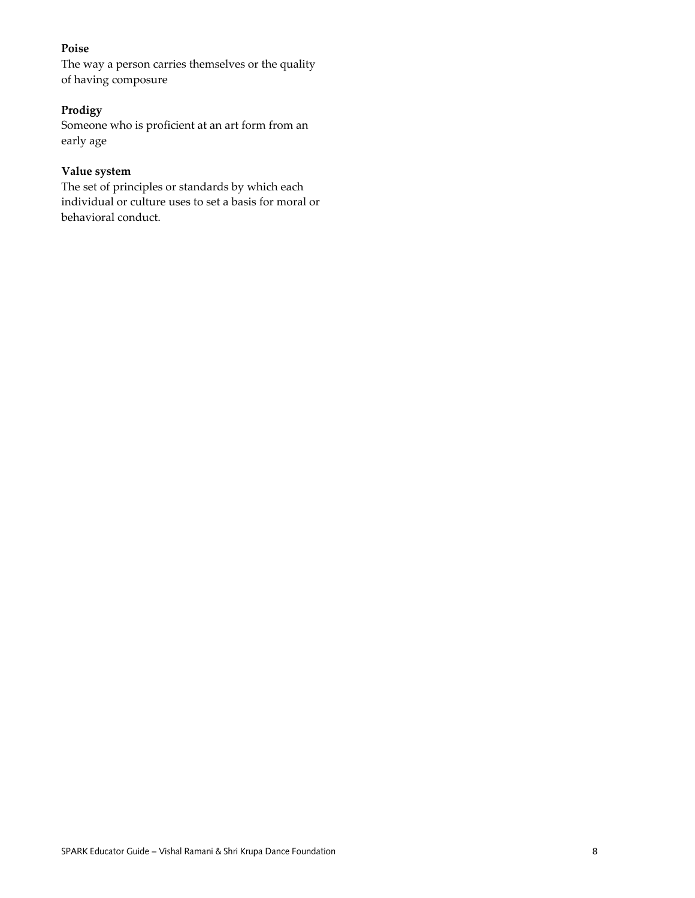**Poise**
The way a person carries themselves or the quality of having composure

**Prodigy**
Someone who is proficient at an art form from an early age

**Value system**
The set of principles or standards by which each individual or culture uses to set a basis for moral or behavioral conduct.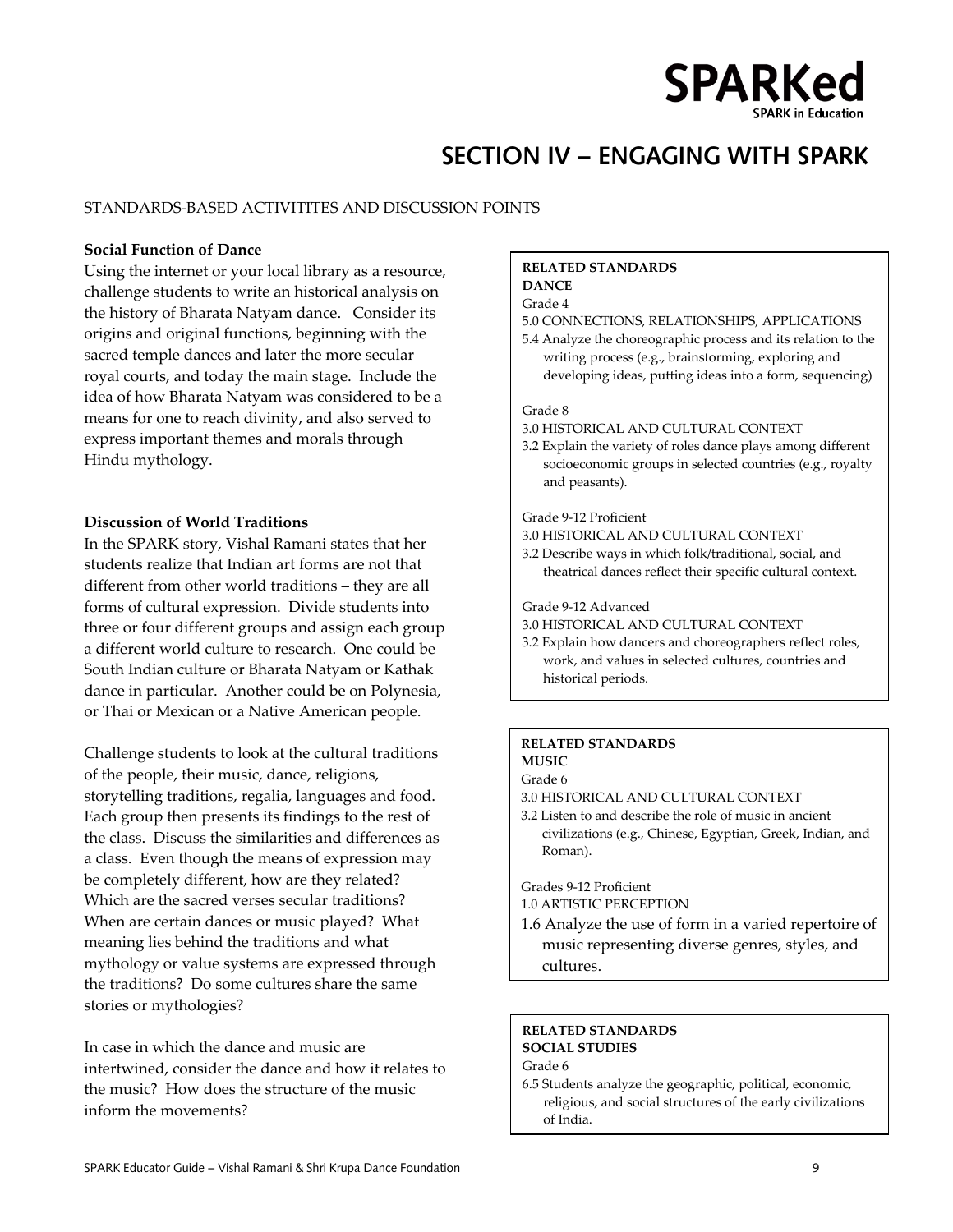# SECTION IV – ENGAGING WITH SPARK

STANDARDS-BASED ACTIVITITES AND DISCUSSION POINTS

**Social Function of Dance**

Using the internet or your local library as a resource, challenge students to write an historical analysis on the history of Bharata Natyam dance. Consider its origins and original functions, beginning with the sacred temple dances and later the more secular royal courts, and today the main stage. Include the idea of how Bharata Natyam was considered to be a means for one to reach divinity, and also served to express important themes and morals through Hindu mythology.

**Discussion of World Traditions**

In the SPARK story, Vishal Ramani states that her students realize that Indian art forms are not that different from other world traditions – they are all forms of cultural expression. Divide students into three or four different groups and assign each group a different world culture to research. One could be South Indian culture or Bharata Natyam or Kathak dance in particular. Another could be on Polynesia, or Thai or Mexican or a Native American people.

Challenge students to look at the cultural traditions of the people, their music, dance, religions, storytelling traditions, regalia, languages and food. Each group then presents its findings to the rest of the class. Discuss the similarities and differences as a class. Even though the means of expression may be completely different, how are they related? Which are the sacred verses secular traditions? When are certain dances or music played? What meaning lies behind the traditions and what mythology or value systems are expressed through the traditions? Do some cultures share the same stories or mythologies?

In case in which the dance and music are intertwined, consider the dance and how it relates to the music? How does the structure of the music inform the movements?

**RELATED STANDARDS**
**DANCE**

Grade 4

5.0 CONNECTIONS, RELATIONSHIPS, APPLICATIONS

5.4 Analyze the choreographic process and its relation to the writing process (e.g., brainstorming, exploring and developing ideas, putting ideas into a form, sequencing)

Grade 8

3.0 HISTORICAL AND CULTURAL CONTEXT

3.2 Explain the variety of roles dance plays among different socioeconomic groups in selected countries (e.g., royalty and peasants).

Grade 9-12 Proficient

3.0 HISTORICAL AND CULTURAL CONTEXT

3.2 Describe ways in which folk/traditional, social, and theatrical dances reflect their specific cultural context.

Grade 9-12 Advanced

3.0 HISTORICAL AND CULTURAL CONTEXT

3.2 Explain how dancers and choreographers reflect roles, work, and values in selected cultures, countries and historical periods.

**RELATED STANDARDS**
**MUSIC**

Grade 6

3.0 HISTORICAL AND CULTURAL CONTEXT

3.2 Listen to and describe the role of music in ancient civilizations (e.g., Chinese, Egyptian, Greek, Indian, and Roman).

Grades 9-12 Proficient

1.0 ARTISTIC PERCEPTION

1.6 Analyze the use of form in a varied repertoire of music representing diverse genres, styles, and cultures.

**RELATED STANDARDS**
**SOCIAL STUDIES**

Grade 6

6.5 Students analyze the geographic, political, economic, religious, and social structures of the early civilizations of India.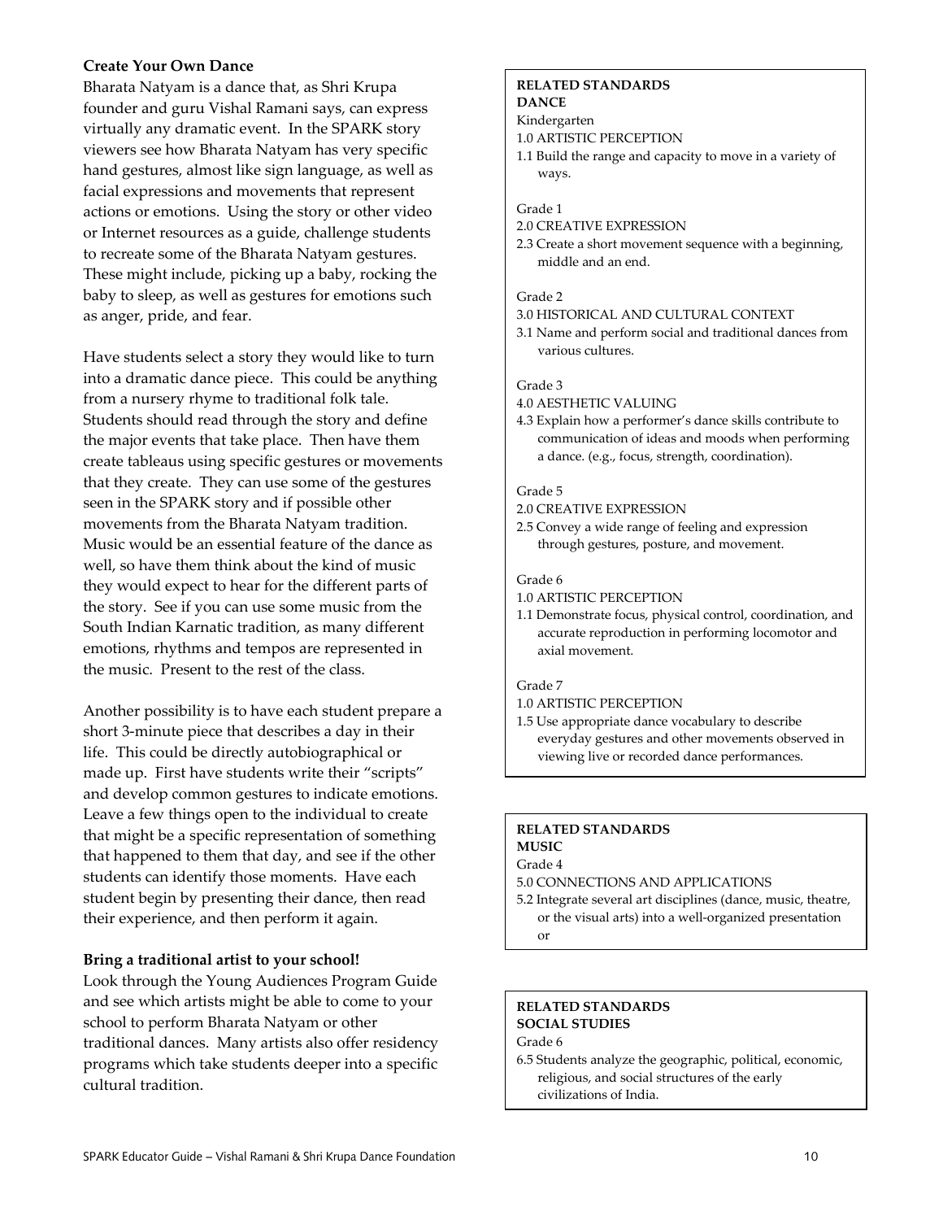**Create Your Own Dance**

Bharata Natyam is a dance that, as Shri Krupa founder and guru Vishal Ramani says, can express virtually any dramatic event. In the SPARK story viewers see how Bharata Natyam has very specific hand gestures, almost like sign language, as well as facial expressions and movements that represent actions or emotions. Using the story or other video or Internet resources as a guide, challenge students to recreate some of the Bharata Natyam gestures. These might include, picking up a baby, rocking the baby to sleep, as well as gestures for emotions such as anger, pride, and fear.

Have students select a story they would like to turn into a dramatic dance piece. This could be anything from a nursery rhyme to traditional folk tale. Students should read through the story and define the major events that take place. Then have them create tableaus using specific gestures or movements that they create. They can use some of the gestures seen in the SPARK story and if possible other movements from the Bharata Natyam tradition. Music would be an essential feature of the dance as well, so have them think about the kind of music they would expect to hear for the different parts of the story. See if you can use some music from the South Indian Karnatic tradition, as many different emotions, rhythms and tempos are represented in the music. Present to the rest of the class.

Another possibility is to have each student prepare a short 3-minute piece that describes a day in their life. This could be directly autobiographical or made up. First have students write their "scripts" and develop common gestures to indicate emotions. Leave a few things open to the individual to create that might be a specific representation of something that happened to them that day, and see if the other students can identify those moments. Have each student begin by presenting their dance, then read their experience, and then perform it again.

**Bring a traditional artist to your school!**

Look through the Young Audiences Program Guide and see which artists might be able to come to your school to perform Bharata Natyam or other traditional dances. Many artists also offer residency programs which take students deeper into a specific cultural tradition.

**RELATED STANDARDS**
**DANCE**

Kindergarten
1.0 ARTISTIC PERCEPTION
1.1 Build the range and capacity to move in a variety of ways.

Grade 1
2.0 CREATIVE EXPRESSION
2.3 Create a short movement sequence with a beginning, middle and an end.

Grade 2
3.0 HISTORICAL AND CULTURAL CONTEXT
3.1 Name and perform social and traditional dances from various cultures.

Grade 3
4.0 AESTHETIC VALUING
4.3 Explain how a performer's dance skills contribute to communication of ideas and moods when performing a dance. (e.g., focus, strength, coordination).

Grade 5
2.0 CREATIVE EXPRESSION
2.5 Convey a wide range of feeling and expression through gestures, posture, and movement.

Grade 6
1.0 ARTISTIC PERCEPTION
1.1 Demonstrate focus, physical control, coordination, and accurate reproduction in performing locomotor and axial movement.

Grade 7
1.0 ARTISTIC PERCEPTION
1.5 Use appropriate dance vocabulary to describe everyday gestures and other movements observed in viewing live or recorded dance performances.

**RELATED STANDARDS**
**MUSIC**

Grade 4
5.0 CONNECTIONS AND APPLICATIONS
5.2 Integrate several art disciplines (dance, music, theatre, or the visual arts) into a well-organized presentation or

**RELATED STANDARDS**
**SOCIAL STUDIES**

Grade 6
6.5 Students analyze the geographic, political, economic, religious, and social structures of the early civilizations of India.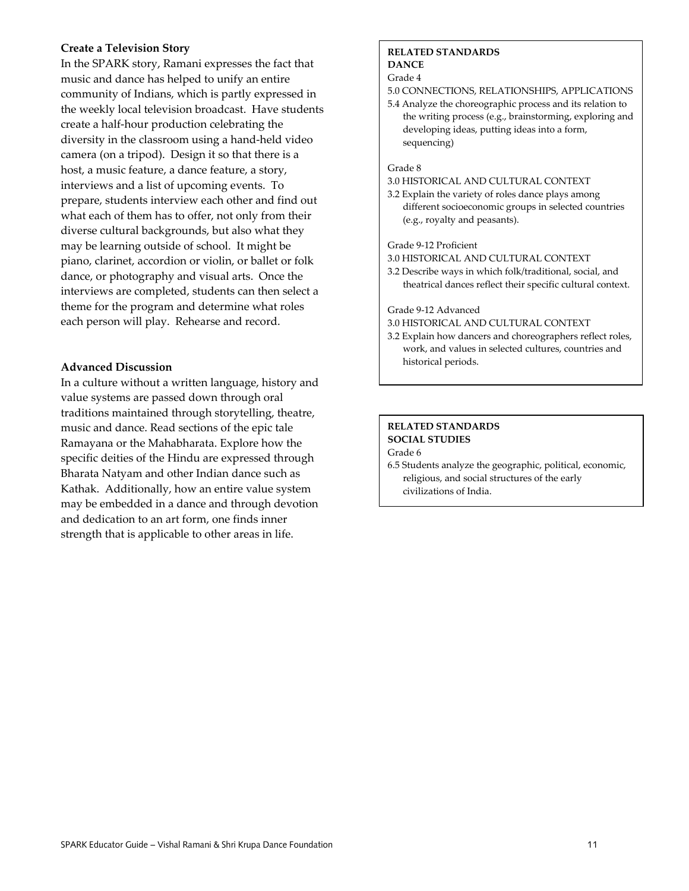### Create a Television Story

In the SPARK story, Ramani expresses the fact that music and dance has helped to unify an entire community of Indians, which is partly expressed in the weekly local television broadcast. Have students create a half-hour production celebrating the diversity in the classroom using a hand-held video camera (on a tripod). Design it so that there is a host, a music feature, a dance feature, a story, interviews and a list of upcoming events. To prepare, students interview each other and find out what each of them has to offer, not only from their diverse cultural backgrounds, but also what they may be learning outside of school. It might be piano, clarinet, accordion or violin, or ballet or folk dance, or photography and visual arts. Once the interviews are completed, students can then select a theme for the program and determine what roles each person will play. Rehearse and record.

### Advanced Discussion

In a culture without a written language, history and value systems are passed down through oral traditions maintained through storytelling, theatre, music and dance. Read sections of the epic tale Ramayana or the Mahabharata. Explore how the specific deities of the Hindu are expressed through Bharata Natyam and other Indian dance such as Kathak. Additionally, how an entire value system may be embedded in a dance and through devotion and dedication to an art form, one finds inner strength that is applicable to other areas in life.

**RELATED STANDARDS**
**DANCE**

Grade 4

5.0 CONNECTIONS, RELATIONSHIPS, APPLICATIONS

5.4 Analyze the choreographic process and its relation to the writing process (e.g., brainstorming, exploring and developing ideas, putting ideas into a form, sequencing)

Grade 8

3.0 HISTORICAL AND CULTURAL CONTEXT

3.2 Explain the variety of roles dance plays among different socioeconomic groups in selected countries (e.g., royalty and peasants).

Grade 9-12 Proficient

3.0 HISTORICAL AND CULTURAL CONTEXT

3.2 Describe ways in which folk/traditional, social, and theatrical dances reflect their specific cultural context.

Grade 9-12 Advanced

3.0 HISTORICAL AND CULTURAL CONTEXT

3.2 Explain how dancers and choreographers reflect roles, work, and values in selected cultures, countries and historical periods.

**RELATED STANDARDS**
**SOCIAL STUDIES**

Grade 6

6.5 Students analyze the geographic, political, economic, religious, and social structures of the early civilizations of India.